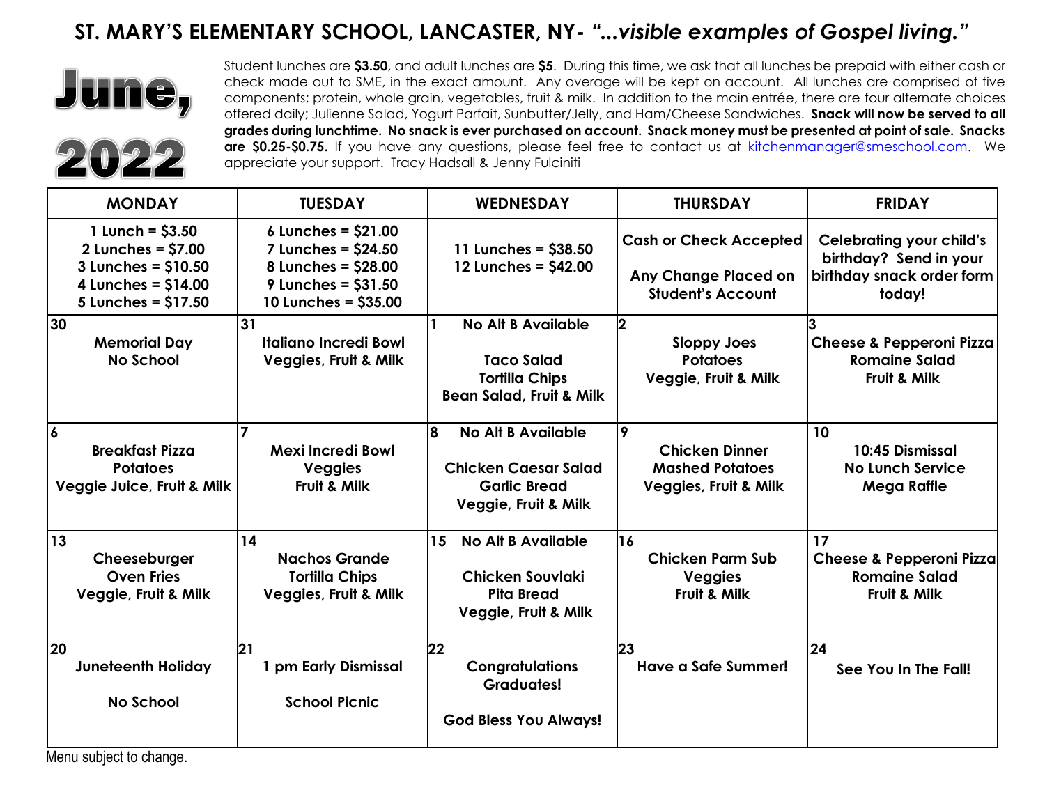# ST. MARY'S ELEMENTARY SCHOOL, LANCASTER, NY- *"...visible examples of Gospel living."*

## June, 2022

Student lunches are **$3.50**, and adult lunches are **$5**. During this time, we ask that all lunches be prepaid with either cash or check made out to SME, in the exact amount. Any overage will be kept on account. All lunches are comprised of five components; protein, whole grain, vegetables, fruit & milk. In addition to the main entrée, there are four alternate choices offered daily; Julienne Salad, Yogurt Parfait, Sunbutter/Jelly, and Ham/Cheese Sandwiches. **Snack will now be served to all grades during lunchtime. No snack is ever purchased on account. Snack money must be presented at point of sale. Snacks are $0.25-$0.75.** If you have any questions, please feel free to contact us at kitchenmanager@smeschool.com. We appreciate your support. Tracy Hadsall & Jenny Fulciniti

| MONDAY | TUESDAY | WEDNESDAY | THURSDAY | FRIDAY |
|---|---|---|---|---|
| **1 Lunch = $3.50<br>2 Lunches = $7.00<br>3 Lunches = $10.50<br>4 Lunches = $14.00<br>5 Lunches = $17.50** | **6 Lunches = $21.00<br>7 Lunches = $24.50<br>8 Lunches = $28.00<br>9 Lunches = $31.50<br>10 Lunches = $35.00** | **11 Lunches = $38.50<br>12 Lunches = $42.00** | **Cash or Check Accepted<br><br>Any Change Placed on Student's Account** | **Celebrating your child's birthday? Send in your birthday snack order form today!** |
| **30**<br>**Memorial Day<br>No School** | **31**<br>**Italiano Incredi Bowl<br>Veggies, Fruit & Milk** | **1 No Alt B Available**<br><br>**Taco Salad<br>Tortilla Chips<br>Bean Salad, Fruit & Milk** | **2**<br>**Sloppy Joes<br>Potatoes<br>Veggie, Fruit & Milk** | **3**<br>**Cheese & Pepperoni Pizza<br>Romaine Salad<br>Fruit & Milk** |
| **6**<br>**Breakfast Pizza<br>Potatoes<br>Veggie Juice, Fruit & Milk** | **7**<br>**Mexi Incredi Bowl<br>Veggies<br>Fruit & Milk** | **8 No Alt B Available**<br><br>**Chicken Caesar Salad<br>Garlic Bread<br>Veggie, Fruit & Milk** | **9**<br>**Chicken Dinner<br>Mashed Potatoes<br>Veggies, Fruit & Milk** | **10**<br>**10:45 Dismissal<br>No Lunch Service<br>Mega Raffle** |
| **13**<br>**Cheeseburger<br>Oven Fries<br>Veggie, Fruit & Milk** | **14**<br>**Nachos Grande<br>Tortilla Chips<br>Veggies, Fruit & Milk** | **15 No Alt B Available**<br><br>**Chicken Souvlaki<br>Pita Bread<br>Veggie, Fruit & Milk** | **16**<br>**Chicken Parm Sub<br>Veggies<br>Fruit & Milk** | **17**<br>**Cheese & Pepperoni Pizza<br>Romaine Salad<br>Fruit & Milk** |
| **20**<br>**Juneteenth Holiday<br><br>No School** | **21**<br>**1 pm Early Dismissal<br><br>School Picnic** | **22**<br>**Congratulations Graduates!<br><br>God Bless You Always!** | **23**<br>**Have a Safe Summer!** | **24**<br>**See You In The Fall!** |

Menu subject to change.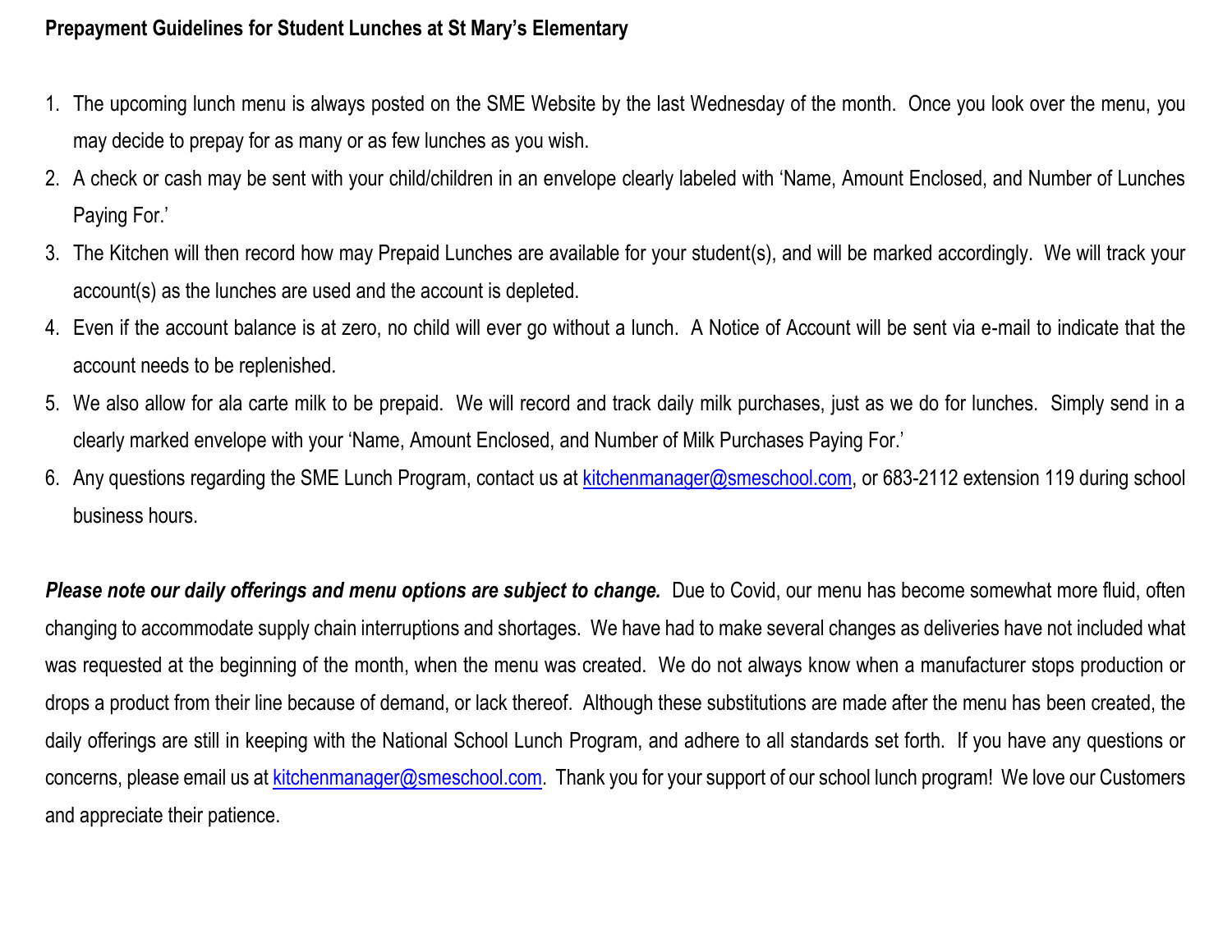**Prepayment Guidelines for Student Lunches at St Mary's Elementary**

1. The upcoming lunch menu is always posted on the SME Website by the last Wednesday of the month. Once you look over the menu, you may decide to prepay for as many or as few lunches as you wish.
2. A check or cash may be sent with your child/children in an envelope clearly labeled with 'Name, Amount Enclosed, and Number of Lunches Paying For.'
3. The Kitchen will then record how may Prepaid Lunches are available for your student(s), and will be marked accordingly. We will track your account(s) as the lunches are used and the account is depleted.
4. Even if the account balance is at zero, no child will ever go without a lunch. A Notice of Account will be sent via e-mail to indicate that the account needs to be replenished.
5. We also allow for ala carte milk to be prepaid. We will record and track daily milk purchases, just as we do for lunches. Simply send in a clearly marked envelope with your 'Name, Amount Enclosed, and Number of Milk Purchases Paying For.'
6. Any questions regarding the SME Lunch Program, contact us at kitchenmanager@smeschool.com, or 683-2112 extension 119 during school business hours.

***Please note our daily offerings and menu options are subject to change.*** Due to Covid, our menu has become somewhat more fluid, often changing to accommodate supply chain interruptions and shortages. We have had to make several changes as deliveries have not included what was requested at the beginning of the month, when the menu was created. We do not always know when a manufacturer stops production or drops a product from their line because of demand, or lack thereof. Although these substitutions are made after the menu has been created, the daily offerings are still in keeping with the National School Lunch Program, and adhere to all standards set forth. If you have any questions or concerns, please email us at kitchenmanager@smeschool.com. Thank you for your support of our school lunch program! We love our Customers and appreciate their patience.